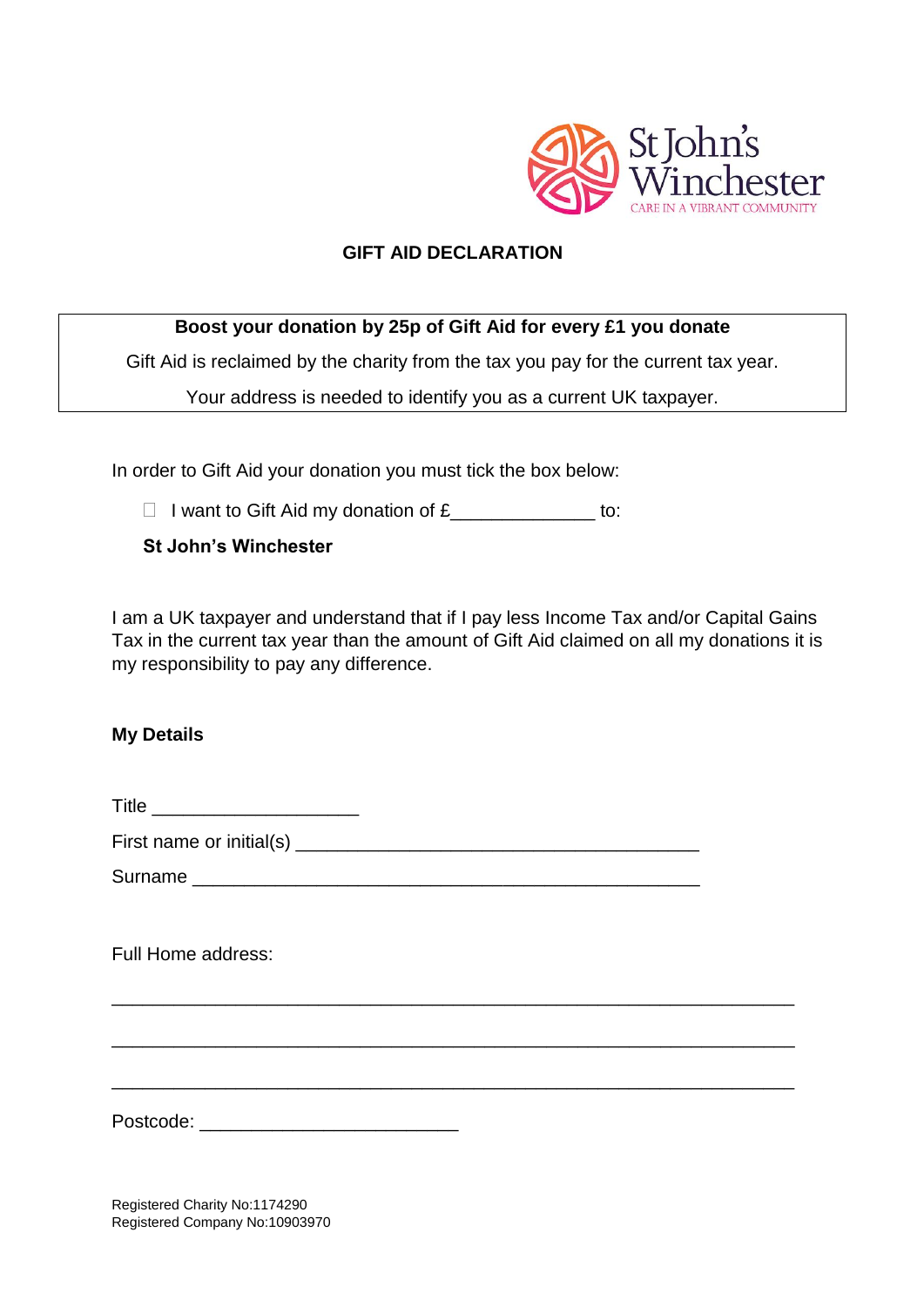St John's Winchester
CARE IN A VIBRANT COMMUNITY

## GIFT AID DECLARATION

**Boost your donation by 25p of Gift Aid for every £1 you donate**

Gift Aid is reclaimed by the charity from the tax you pay for the current tax year.

Your address is needed to identify you as a current UK taxpayer.

In order to Gift Aid your donation you must tick the box below:

☐ I want to Gift Aid my donation of £______________ to:

**St John's Winchester**

I am a UK taxpayer and understand that if I pay less Income Tax and/or Capital Gains Tax in the current tax year than the amount of Gift Aid claimed on all my donations it is my responsibility to pay any difference.

**My Details**

Title ____________________

First name or initial(s) _______________________________________

Surname _________________________________________________

Full Home address:

_________________________________________________________________

_________________________________________________________________

_________________________________________________________________

Postcode: _________________________

Registered Charity No:1174290
Registered Company No:10903970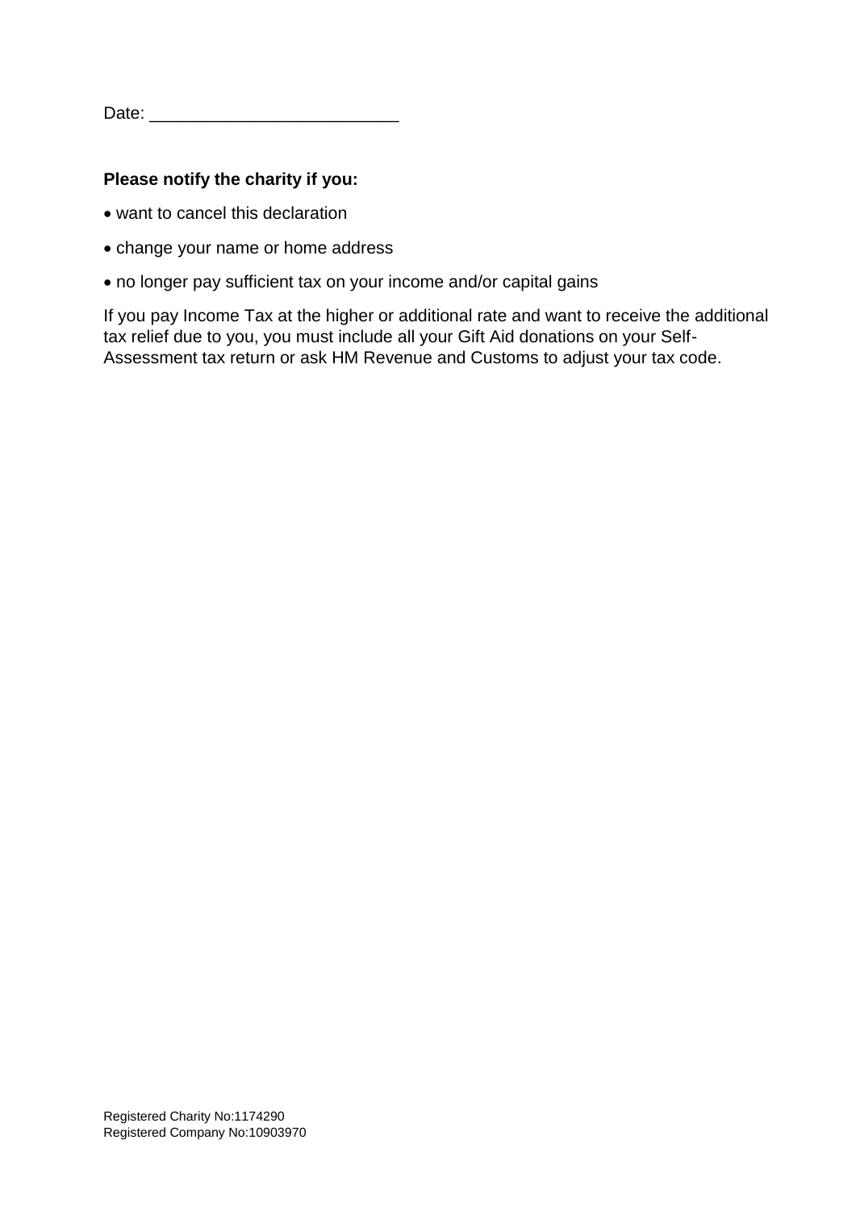Date: _________________________

**Please notify the charity if you:**

- want to cancel this declaration
- change your name or home address
- no longer pay sufficient tax on your income and/or capital gains

If you pay Income Tax at the higher or additional rate and want to receive the additional tax relief due to you, you must include all your Gift Aid donations on your Self-Assessment tax return or ask HM Revenue and Customs to adjust your tax code.

Registered Charity No:1174290
Registered Company No:10903970